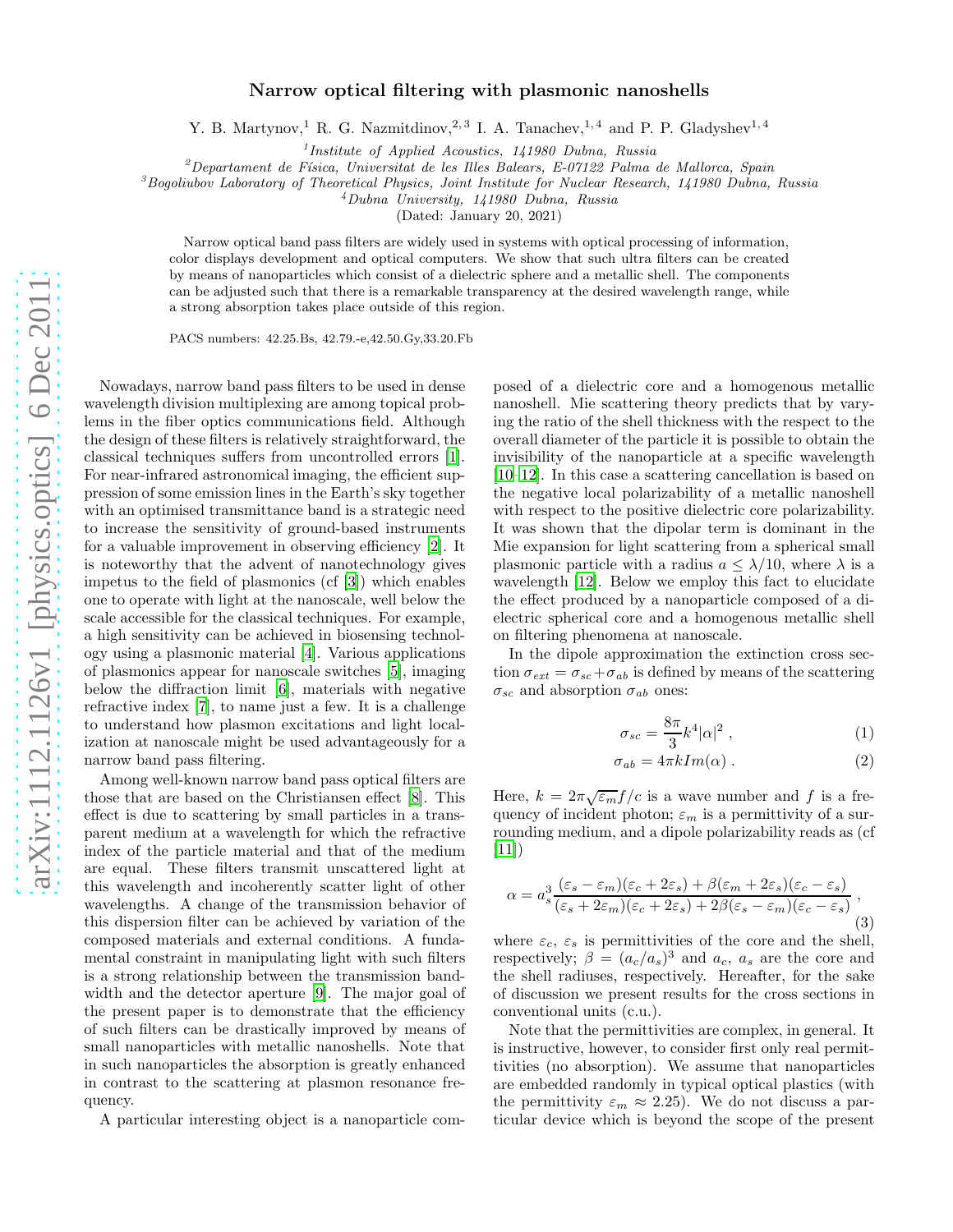# Narrow optical filtering with plasmonic nanoshells

Y. B. Martynov,[1] R. G. Nazmitdinov,[2,3] I. A. Tanachev,[1,4] and P. P. Gladyshev[1,4]

[1] *Institute of Applied Acoustics, 141980 Dubna, Russia*

[2] *Departament de Física, Universitat de les Illes Balears, E-07122 Palma de Mallorca, Spain*

[3] *Bogoliubov Laboratory of Theoretical Physics, Joint Institute for Nuclear Research, 141980 Dubna, Russia*

[4] *Dubna University, 141980 Dubna, Russia*

(Dated: January 20, 2021)

Narrow optical band pass filters are widely used in systems with optical processing of information, color displays development and optical computers. We show that such ultra filters can be created by means of nanoparticles which consist of a dielectric sphere and a metallic shell. The components can be adjusted such that there is a remarkable transparency at the desired wavelength range, while a strong absorption takes place outside of this region.

PACS numbers: 42.25.Bs, 42.79.-e,42.50.Gy,33.20.Fb

Nowadays, narrow band pass filters to be used in dense wavelength division multiplexing are among topical problems in the fiber optics communications field. Although the design of these filters is relatively straightforward, the classical techniques suffers from uncontrolled errors [1]. For near-infrared astronomical imaging, the efficient suppression of some emission lines in the Earth's sky together with an optimised transmittance band is a strategic need to increase the sensitivity of ground-based instruments for a valuable improvement in observing efficiency [2]. It is noteworthy that the advent of nanotechnology gives impetus to the field of plasmonics (cf [3]) which enables one to operate with light at the nanoscale, well below the scale accessible for the classical techniques. For example, a high sensitivity can be achieved in biosensing technology using a plasmonic material [4]. Various applications of plasmonics appear for nanoscale switches [5], imaging below the diffraction limit [6], materials with negative refractive index [7], to name just a few. It is a challenge to understand how plasmon excitations and light localization at nanoscale might be used advantageously for a narrow band pass filtering.

Among well-known narrow band pass optical filters are those that are based on the Christiansen effect [8]. This effect is due to scattering by small particles in a transparent medium at a wavelength for which the refractive index of the particle material and that of the medium are equal. These filters transmit unscattered light at this wavelength and incoherently scatter light of other wavelengths. A change of the transmission behavior of this dispersion filter can be achieved by variation of the composed materials and external conditions. A fundamental constraint in manipulating light with such filters is a strong relationship between the transmission bandwidth and the detector aperture [9]. The major goal of the present paper is to demonstrate that the efficiency of such filters can be drastically improved by means of small nanoparticles with metallic nanoshells. Note that in such nanoparticles the absorption is greatly enhanced in contrast to the scattering at plasmon resonance frequency.

A particular interesting object is a nanoparticle composed of a dielectric core and a homogenous metallic nanoshell. Mie scattering theory predicts that by varying the ratio of the shell thickness with the respect to the overall diameter of the particle it is possible to obtain the invisibility of the nanoparticle at a specific wavelength [10–12]. In this case a scattering cancellation is based on the negative local polarizability of a metallic nanoshell with respect to the positive dielectric core polarizability. It was shown that the dipolar term is dominant in the Mie expansion for light scattering from a spherical small plasmonic particle with a radius $a \leq \lambda/10$, where $\lambda$ is a wavelength [12]. Below we employ this fact to elucidate the effect produced by a nanoparticle composed of a dielectric spherical core and a homogenous metallic shell on filtering phenomena at nanoscale.

In the dipole approximation the extinction cross section $\sigma_{ext} = \sigma_{sc} + \sigma_{ab}$ is defined by means of the scattering $\sigma_{sc}$ and absorption $\sigma_{ab}$ ones:

$$\sigma_{sc} = \frac{8\pi}{3} k^4 |\alpha|^2 \,, \tag{1}$$

$$\sigma_{ab} = 4\pi k Im(\alpha) \,. \tag{2}$$

Here, $k = 2\pi\sqrt{\varepsilon_m} f/c$ is a wave number and $f$ is a frequency of incident photon; $\varepsilon_m$ is a permittivity of a surrounding medium, and a dipole polarizability reads as (cf [11])

$$\alpha = a_s^3 \frac{(\varepsilon_s - \varepsilon_m)(\varepsilon_c + 2\varepsilon_s) + \beta(\varepsilon_m + 2\varepsilon_s)(\varepsilon_c - \varepsilon_s)}{(\varepsilon_s + 2\varepsilon_m)(\varepsilon_c + 2\varepsilon_s) + 2\beta(\varepsilon_s - \varepsilon_m)(\varepsilon_c - \varepsilon_s)} \,, \tag{3}$$

where $\varepsilon_c$, $\varepsilon_s$ is permittivities of the core and the shell, respectively; $\beta = (a_c/a_s)^3$ and $a_c$, $a_s$ are the core and the shell radiuses, respectively. Hereafter, for the sake of discussion we present results for the cross sections in conventional units (c.u.).

Note that the permittivities are complex, in general. It is instructive, however, to consider first only real permittivities (no absorption). We assume that nanoparticles are embedded randomly in typical optical plastics (with the permittivity $\varepsilon_m \approx 2.25$). We do not discuss a particular device which is beyond the scope of the present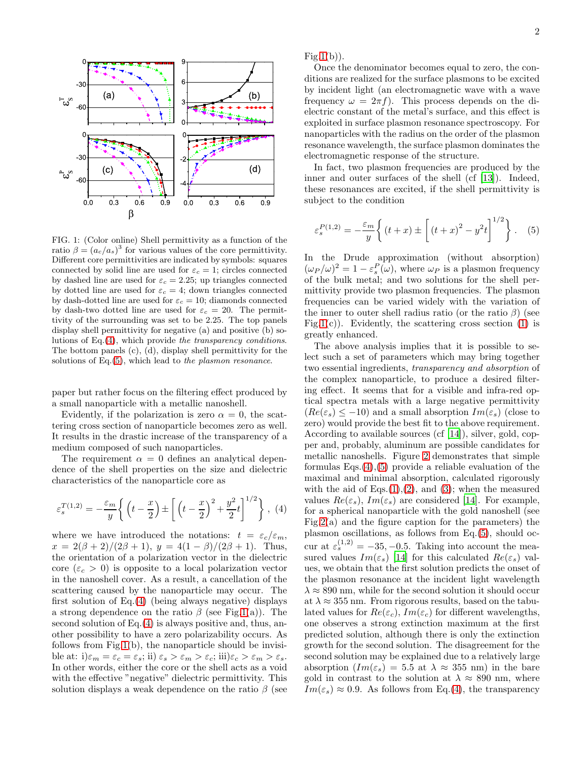FIG. 1: (Color online) Shell permittivity as a function of the ratio $\beta = (a_c/a_s)^3$ for various values of the core permittivity. Different core permittivities are indicated by symbols: squares connected by solid line are used for $\varepsilon_c = 1$; circles connected by dashed line are used for $\varepsilon_c = 2.25$; up triangles connected by dotted line are used for $\varepsilon_c = 4$; down triangles connected by dash-dotted line are used for $\varepsilon_c = 10$; diamonds connected by dash-two dotted line are used for $\varepsilon_c = 20$. The permittivity of the surrounding was set to be 2.25. The top panels display shell permittivity for negative (a) and positive (b) solutions of Eq.(4), which provide *the transparency conditions*. The bottom panels (c), (d), display shell permittivity for the solutions of Eq.(5), which lead to *the plasmon resonance*.

paper but rather focus on the filtering effect produced by a small nanoparticle with a metallic nanoshell.

Evidently, if the polarization is zero $\alpha = 0$, the scattering cross section of nanoparticle becomes zero as well. It results in the drastic increase of the transparency of a medium composed of such nanoparticles.

The requirement $\alpha = 0$ defines an analytical dependence of the shell properties on the size and dielectric characteristics of the nanoparticle core as

$$\varepsilon_s^{T(1,2)} = -\frac{\varepsilon_m}{y}\left\{\left(t - \frac{x}{2}\right) \pm \left[\left(t - \frac{x}{2}\right)^2 + \frac{y^2}{2}t\right]^{1/2}\right\}, \quad (4)$$

where we have introduced the notations: $t = \varepsilon_c/\varepsilon_m$, $x = 2(\beta+2)/(2\beta+1)$, $y = 4(1-\beta)/(2\beta+1)$. Thus, the orientation of a polarization vector in the dielectric core ($\varepsilon_c > 0$) is opposite to a local polarization vector in the nanoshell cover. As a result, a cancellation of the scattering caused by the nanoparticle may occur. The first solution of Eq.(4) (being always negative) displays a strong dependence on the ratio $\beta$ (see Fig.1(a)). The second solution of Eq.(4) is always positive and, thus, another possibility to have a zero polarizability occurs. As follows from Fig.1(b), the nanoparticle should be invisible at: i)$\varepsilon_m = \varepsilon_c = \varepsilon_s$; ii) $\varepsilon_s > \varepsilon_m > \varepsilon_c$; iii)$\varepsilon_c > \varepsilon_m > \varepsilon_s$. In other words, either the core or the shell acts as a void with the effective "negative" dielectric permittivity. This solution displays a weak dependence on the ratio $\beta$ (see Fig.1(b)).

Once the denominator becomes equal to zero, the conditions are realized for the surface plasmons to be excited by incident light (an electromagnetic wave with a wave frequency $\omega = 2\pi f$). This process depends on the dielectric constant of the metal's surface, and this effect is exploited in surface plasmon resonance spectroscopy. For nanoparticles with the radius on the order of the plasmon resonance wavelength, the surface plasmon dominates the electromagnetic response of the structure.

In fact, two plasmon frequencies are produced by the inner and outer surfaces of the shell (cf [13]). Indeed, these resonances are excited, if the shell permittivity is subject to the condition

$$\varepsilon_s^{P(1,2)} = -\frac{\varepsilon_m}{y}\left\{(t+x) \pm \left[(t+x)^2 - y^2 t\right]^{1/2}\right\}. \quad (5)$$

In the Drude approximation (without absorption) $(\omega_P/\omega)^2 = 1 - \varepsilon_s^P(\omega)$, where $\omega_P$ is a plasmon frequency of the bulk metal; and two solutions for the shell permittivity provide two plasmon frequencies. The plasmon frequencies can be varied widely with the variation of the inner to outer shell radius ratio (or the ratio $\beta$) (see Fig.1(c)). Evidently, the scattering cross section (1) is greatly enhanced.

The above analysis implies that it is possible to select such a set of parameters which may bring together two essential ingredients, *transparency and absorption* of the complex nanoparticle, to produce a desired filtering effect. It seems that for a visible and infra-red optical spectra metals with a large negative permittivity ($Re(\varepsilon_s) \leq -10$) and a small absorption $Im(\varepsilon_s)$ (close to zero) would provide the best fit to the above requirement. According to available sources (cf [14]), silver, gold, copper and, probably, aluminum are possible candidates for metallic nanoshells. Figure 2 demonstrates that simple formulas Eqs.(4),(5) provide a reliable evaluation of the maximal and minimal absorption, calculated rigorously with the aid of Eqs.(1),(2), and (3); when the measured values $Re(\varepsilon_s)$, $Im(\varepsilon_s)$ are considered [14]. For example, for a spherical nanoparticle with the gold nanoshell (see Fig.2(a) and the figure caption for the parameters) the plasmon oscillations, as follows from Eq.(5), should occur at $\varepsilon_s^{(1,2)} = -35, -0.5$. Taking into account the measured values $Im(\varepsilon_s)$ [14] for this calculated $Re(\varepsilon_s)$ values, we obtain that the first solution predicts the onset of the plasmon resonance at the incident light wavelength $\lambda \approx 890$ nm, while for the second solution it should occur at $\lambda \approx 355$ nm. From rigorous results, based on the tabulated values for $Re(\varepsilon_c)$, $Im(\varepsilon_c)$ for different wavelengths, one observes a strong extinction maximum at the first predicted solution, although there is only the extinction growth for the second solution. The disagreement for the second solution may be explained due to a relatively large absorption ($Im(\varepsilon_s) = 5.5$ at $\lambda \approx 355$ nm) in the bare gold in contrast to the solution at $\lambda \approx 890$ nm, where $Im(\varepsilon_s) \approx 0.9$. As follows from Eq.(4), the transparency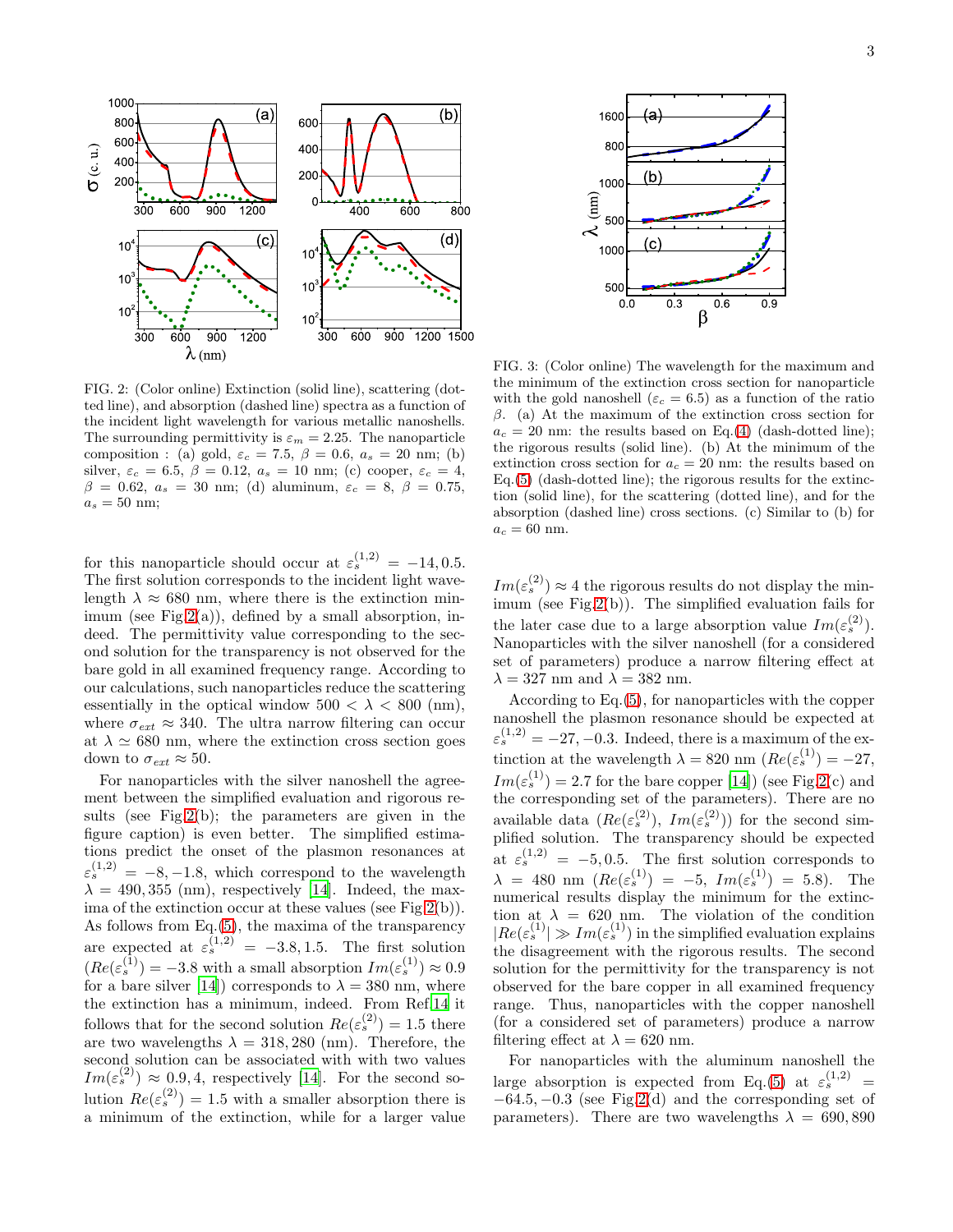FIG. 2: (Color online) Extinction (solid line), scattering (dotted line), and absorption (dashed line) spectra as a function of the incident light wavelength for various metallic nanoshells. The surrounding permittivity is $\varepsilon_m = 2.25$. The nanoparticle composition : (a) gold, $\varepsilon_c = 7.5$, $\beta = 0.6$, $a_s = 20$ nm; (b) silver, $\varepsilon_c = 6.5$, $\beta = 0.12$, $a_s = 10$ nm; (c) cooper, $\varepsilon_c = 4$, $\beta = 0.62$, $a_s = 30$ nm; (d) aluminum, $\varepsilon_c = 8$, $\beta = 0.75$, $a_s = 50$ nm;

FIG. 3: (Color online) The wavelength for the maximum and the minimum of the extinction cross section for nanoparticle with the gold nanoshell ($\varepsilon_c = 6.5$) as a function of the ratio $\beta$. (a) At the maximum of the extinction cross section for $a_c = 20$ nm: the results based on Eq.(4) (dash-dotted line); the rigorous results (solid line). (b) At the minimum of the extinction cross section for $a_c = 20$ nm: the results based on Eq.(5) (dash-dotted line); the rigorous results for the extinction (solid line), for the scattering (dotted line), and for the absorption (dashed line) cross sections. (c) Similar to (b) for $a_c = 60$ nm.

for this nanoparticle should occur at $\varepsilon_s^{(1,2)} = -14, 0.5$. The first solution corresponds to the incident light wavelength $\lambda \approx 680$ nm, where there is the extinction minimum (see Fig.2(a)), defined by a small absorption, indeed. The permittivity value corresponding to the second solution for the transparency is not observed for the bare gold in all examined frequency range. According to our calculations, such nanoparticles reduce the scattering essentially in the optical window $500 < \lambda < 800$ (nm), where $\sigma_{ext} \approx 340$. The ultra narrow filtering can occur at $\lambda \simeq 680$ nm, where the extinction cross section goes down to $\sigma_{ext} \approx 50$.

For nanoparticles with the silver nanoshell the agreement between the simplified evaluation and rigorous results (see Fig.2(b); the parameters are given in the figure caption) is even better. The simplified estimations predict the onset of the plasmon resonances at $\varepsilon_s^{(1,2)} = -8, -1.8$, which correspond to the wavelength $\lambda = 490, 355$ (nm), respectively [14]. Indeed, the maxima of the extinction occur at these values (see Fig.2(b)). As follows from Eq.(5), the maxima of the transparency are expected at $\varepsilon_s^{(1,2)} = -3.8, 1.5$. The first solution ($Re(\varepsilon_s^{(1)}) = -3.8$ with a small absorption $Im(\varepsilon_s^{(1)}) \approx 0.9$ for a bare silver [14]) corresponds to $\lambda = 380$ nm, where the extinction has a minimum, indeed. From Ref[14] it follows that for the second solution $Re(\varepsilon_s^{(2)}) = 1.5$ there are two wavelengths $\lambda = 318, 280$ (nm). Therefore, the second solution can be associated with with two values $Im(\varepsilon_s^{(2)}) \approx 0.9, 4$, respectively [14]. For the second solution $Re(\varepsilon_s^{(2)}) = 1.5$ with a smaller absorption there is a minimum of the extinction, while for a larger value $Im(\varepsilon_s^{(2)}) \approx 4$ the rigorous results do not display the minimum (see Fig.2(b)). The simplified evaluation fails for the later case due to a large absorption value $Im(\varepsilon_s^{(2)})$. Nanoparticles with the silver nanoshell (for a considered set of parameters) produce a narrow filtering effect at $\lambda = 327$ nm and $\lambda = 382$ nm.

According to Eq.(5), for nanoparticles with the copper nanoshell the plasmon resonance should be expected at $\varepsilon_s^{(1,2)} = -27, -0.3$. Indeed, there is a maximum of the extinction at the wavelength $\lambda = 820$ nm ($Re(\varepsilon_s^{(1)}) = -27$, $Im(\varepsilon_s^{(1)}) = 2.7$ for the bare copper [14]) (see Fig.2(c) and the corresponding set of the parameters). There are no available data ($Re(\varepsilon_s^{(2)})$, $Im(\varepsilon_s^{(2)})$) for the second simplified solution. The transparency should be expected at $\varepsilon_s^{(1,2)} = -5, 0.5$. The first solution corresponds to $\lambda = 480$ nm ($Re(\varepsilon_s^{(1)}) = -5$, $Im(\varepsilon_s^{(1)}) = 5.8$). The numerical results display the minimum for the extinction at $\lambda = 620$ nm. The violation of the condition $|Re(\varepsilon_s^{(1)}| \gg Im(\varepsilon_s^{(1)})$ in the simplified evaluation explains the disagreement with the rigorous results. The second solution for the permittivity for the transparency is not observed for the bare copper in all examined frequency range. Thus, nanoparticles with the copper nanoshell (for a considered set of parameters) produce a narrow filtering effect at $\lambda = 620$ nm.

For nanoparticles with the aluminum nanoshell the large absorption is expected from Eq.(5) at $\varepsilon_s^{(1,2)} = -64.5, -0.3$ (see Fig.2(d) and the corresponding set of parameters). There are two wavelengths $\lambda = 690, 890$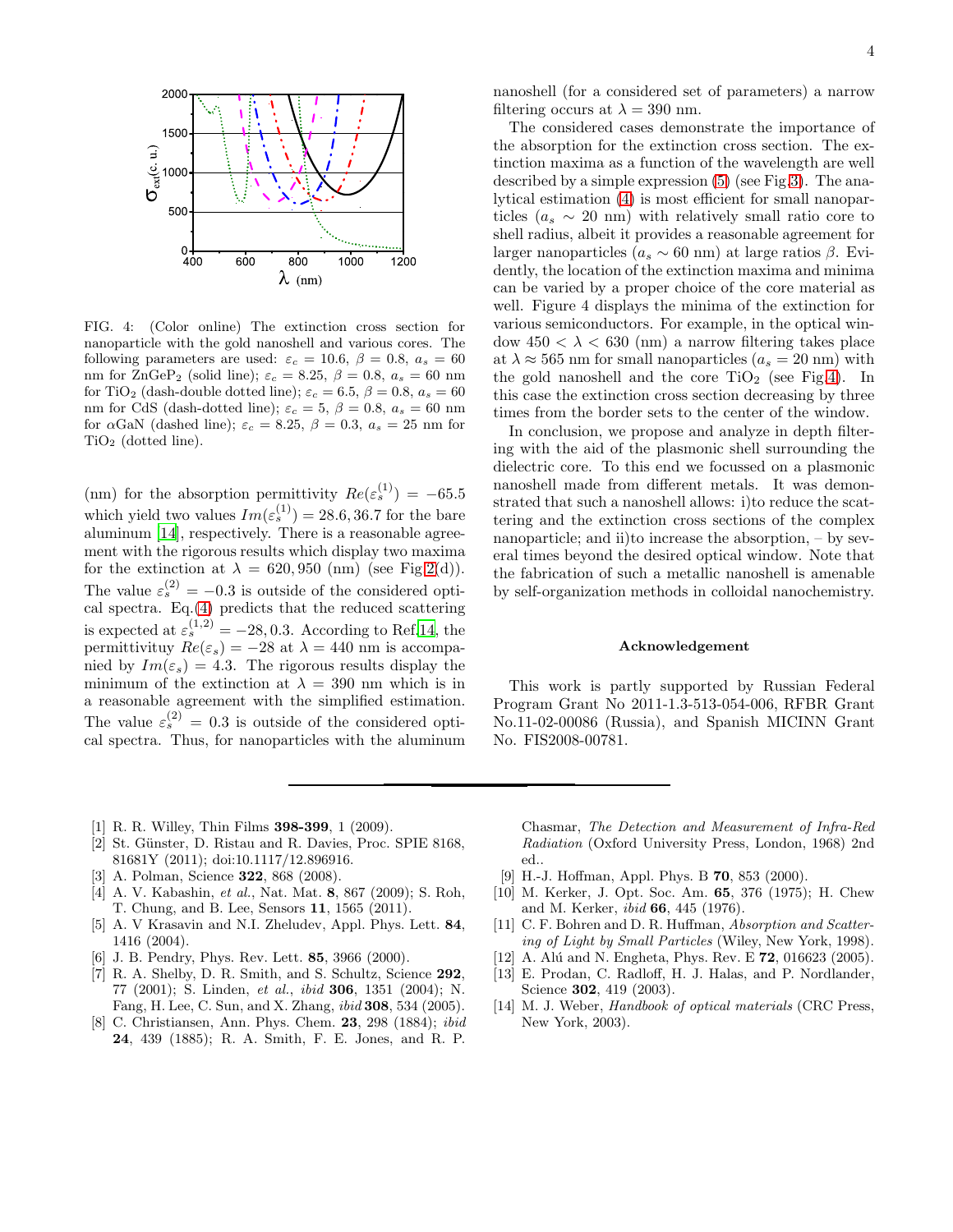2000

1500

$\sigma_{ext}$(c. u.)

1000

500

0

400 600 800 1000 1200

$\lambda$ (nm)

FIG. 4: (Color online) The extinction cross section for nanoparticle with the gold nanoshell and various cores. The following parameters are used: $\varepsilon_c = 10.6$, $\beta = 0.8$, $a_s = 60$ nm for $ZnGeP_2$ (solid line); $\varepsilon_c = 8.25$, $\beta = 0.8$, $a_s = 60$ nm for $TiO_2$ (dash-double dotted line); $\varepsilon_c = 6.5$, $\beta = 0.8$, $a_s = 60$ nm for CdS (dash-dotted line); $\varepsilon_c = 5$, $\beta = 0.8$, $a_s = 60$ nm for $\alpha$GaN (dashed line); $\varepsilon_c = 8.25$, $\beta = 0.3$, $a_s = 25$ nm for $TiO_2$ (dotted line).

(nm) for the absorption permittivity $Re(\varepsilon_s^{(1)}) = -65.5$ which yield two values $Im(\varepsilon_s^{(1)}) = 28.6, 36.7$ for the bare aluminum [14], respectively. There is a reasonable agreement with the rigorous results which display two maxima for the extinction at $\lambda = 620, 950$ (nm) (see Fig.2(d)). The value $\varepsilon_s^{(2)} = -0.3$ is outside of the considered optical spectra. Eq.(4) predicts that the reduced scattering is expected at $\varepsilon_s^{(1,2)} = -28, 0.3$. According to Ref.14, the permittivituy $Re(\varepsilon_s) = -28$ at $\lambda = 440$ nm is accompanied by $Im(\varepsilon_s) = 4.3$. The rigorous results display the minimum of the extinction at $\lambda = 390$ nm which is in a reasonable agreement with the simplified estimation. The value $\varepsilon_s^{(2)} = 0.3$ is outside of the considered optical spectra. Thus, for nanoparticles with the aluminum nanoshell (for a considered set of parameters) a narrow filtering occurs at $\lambda = 390$ nm.

The considered cases demonstrate the importance of the absorption for the extinction cross section. The extinction maxima as a function of the wavelength are well described by a simple expression (5) (see Fig.3). The analytical estimation (4) is most efficient for small nanoparticles ($a_s \sim 20$ nm) with relatively small ratio core to shell radius, albeit it provides a reasonable agreement for larger nanoparticles ($a_s \sim 60$ nm) at large ratios $\beta$. Evidently, the location of the extinction maxima and minima can be varied by a proper choice of the core material as well. Figure 4 displays the minima of the extinction for various semiconductors. For example, in the optical window $450 < \lambda < 630$ (nm) a narrow filtering takes place at $\lambda \approx 565$ nm for small nanoparticles ($a_s = 20$ nm) with the gold nanoshell and the core $TiO_2$ (see Fig.4). In this case the extinction cross section decreasing by three times from the border sets to the center of the window.

In conclusion, we propose and analyze in depth filtering with the aid of the plasmonic shell surrounding the dielectric core. To this end we focussed on a plasmonic nanoshell made from different metals. It was demonstrated that such a nanoshell allows: i)to reduce the scattering and the extinction cross sections of the complex nanoparticle; and ii)to increase the absorption, – by several times beyond the desired optical window. Note that the fabrication of such a metallic nanoshell is amenable by self-organization methods in colloidal nanochemistry.

### Acknowledgement

This work is partly supported by Russian Federal Program Grant No 2011-1.3-513-054-006, RFBR Grant No.11-02-00086 (Russia), and Spanish MICINN Grant No. FIS2008-00781.

---

[1] R. R. Willey, Thin Films **398-399**, 1 (2009).
[2] St. Günster, D. Ristau and R. Davies, Proc. SPIE 8168, 81681Y (2011); doi:10.1117/12.896916.
[3] A. Polman, Science **322**, 868 (2008).
[4] A. V. Kabashin, *et al.*, Nat. Mat. **8**, 867 (2009); S. Roh, T. Chung, and B. Lee, Sensors **11**, 1565 (2011).
[5] A. V Krasavin and N.I. Zheludev, Appl. Phys. Lett. **84**, 1416 (2004).
[6] J. B. Pendry, Phys. Rev. Lett. **85**, 3966 (2000).
[7] R. A. Shelby, D. R. Smith, and S. Schultz, Science **292**, 77 (2001); S. Linden, *et al.*, *ibid* **306**, 1351 (2004); N. Fang, H. Lee, C. Sun, and X. Zhang, *ibid* **308**, 534 (2005).
[8] C. Christiansen, Ann. Phys. Chem. **23**, 298 (1884); *ibid* **24**, 439 (1885); R. A. Smith, F. E. Jones, and R. P. Chasmar, *The Detection and Measurement of Infra-Red Radiation* (Oxford University Press, London, 1968) 2nd ed..
[9] H.-J. Hoffman, Appl. Phys. B **70**, 853 (2000).
[10] M. Kerker, J. Opt. Soc. Am. **65**, 376 (1975); H. Chew and M. Kerker, *ibid* **66**, 445 (1976).
[11] C. F. Bohren and D. R. Huffman, *Absorption and Scattering of Light by Small Particles* (Wiley, New York, 1998).
[12] A. Alú and N. Engheta, Phys. Rev. E **72**, 016623 (2005).
[13] E. Prodan, C. Radloff, H. J. Halas, and P. Nordlander, Science **302**, 419 (2003).
[14] M. J. Weber, *Handbook of optical materials* (CRC Press, New York, 2003).